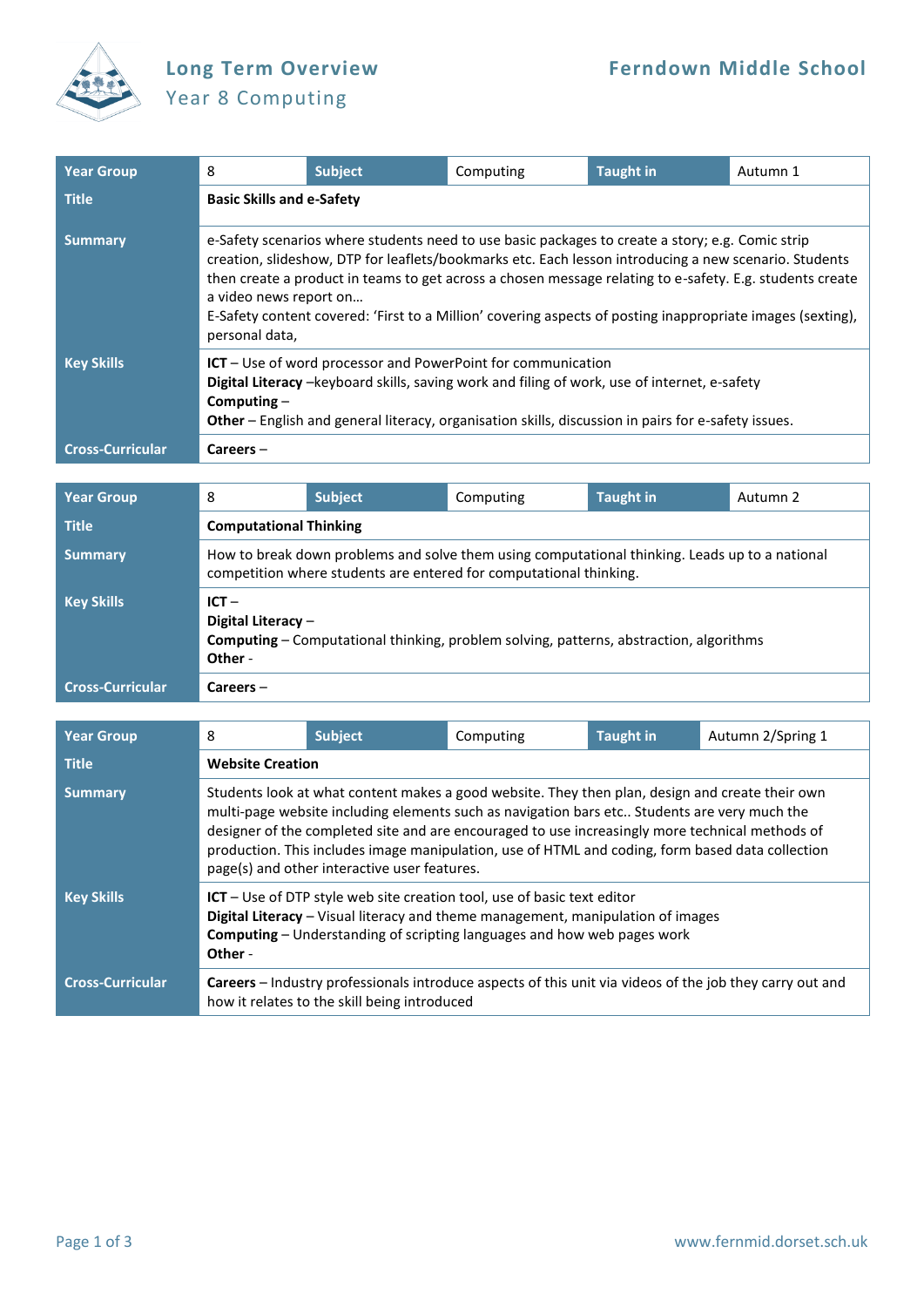# Long Term Overview

## Year 8 Computing

**Ferndown Middle School**

| Year Group | 8 | Subject | Computing | Taught in | Autumn 1 |
|---|---|---|---|---|---|
| Title | **Basic Skills and e-Safety** | | | | |
| Summary | e-Safety scenarios where students need to use basic packages to create a story; e.g. Comic strip creation, slideshow, DTP for leaflets/bookmarks etc. Each lesson introducing a new scenario. Students then create a product in teams to get across a chosen message relating to e-safety. E.g. students create a video news report on…<br>E-Safety content covered: 'First to a Million' covering aspects of posting inappropriate images (sexting), personal data, | | | | |
| Key Skills | **ICT** – Use of word processor and PowerPoint for communication<br>**Digital Literacy** –keyboard skills, saving work and filing of work, use of internet, e-safety<br>**Computing** –<br>**Other** – English and general literacy, organisation skills, discussion in pairs for e-safety issues. | | | | |
| Cross-Curricular | **Careers** – | | | | |

| Year Group | 8 | Subject | Computing | Taught in | Autumn 2 |
|---|---|---|---|---|---|
| Title | **Computational Thinking** | | | | |
| Summary | How to break down problems and solve them using computational thinking. Leads up to a national competition where students are entered for computational thinking. | | | | |
| Key Skills | **ICT** –<br>**Digital Literacy** –<br>**Computing** – Computational thinking, problem solving, patterns, abstraction, algorithms<br>**Other** - | | | | |
| Cross-Curricular | **Careers** – | | | | |

| Year Group | 8 | Subject | Computing | Taught in | Autumn 2/Spring 1 |
|---|---|---|---|---|---|
| Title | **Website Creation** | | | | |
| Summary | Students look at what content makes a good website. They then plan, design and create their own multi-page website including elements such as navigation bars etc.. Students are very much the designer of the completed site and are encouraged to use increasingly more technical methods of production. This includes image manipulation, use of HTML and coding, form based data collection page(s) and other interactive user features. | | | | |
| Key Skills | **ICT** – Use of DTP style web site creation tool, use of basic text editor<br>**Digital Literacy** – Visual literacy and theme management, manipulation of images<br>**Computing** – Understanding of scripting languages and how web pages work<br>**Other** - | | | | |
| Cross-Curricular | **Careers** – Industry professionals introduce aspects of this unit via videos of the job they carry out and how it relates to the skill being introduced | | | | |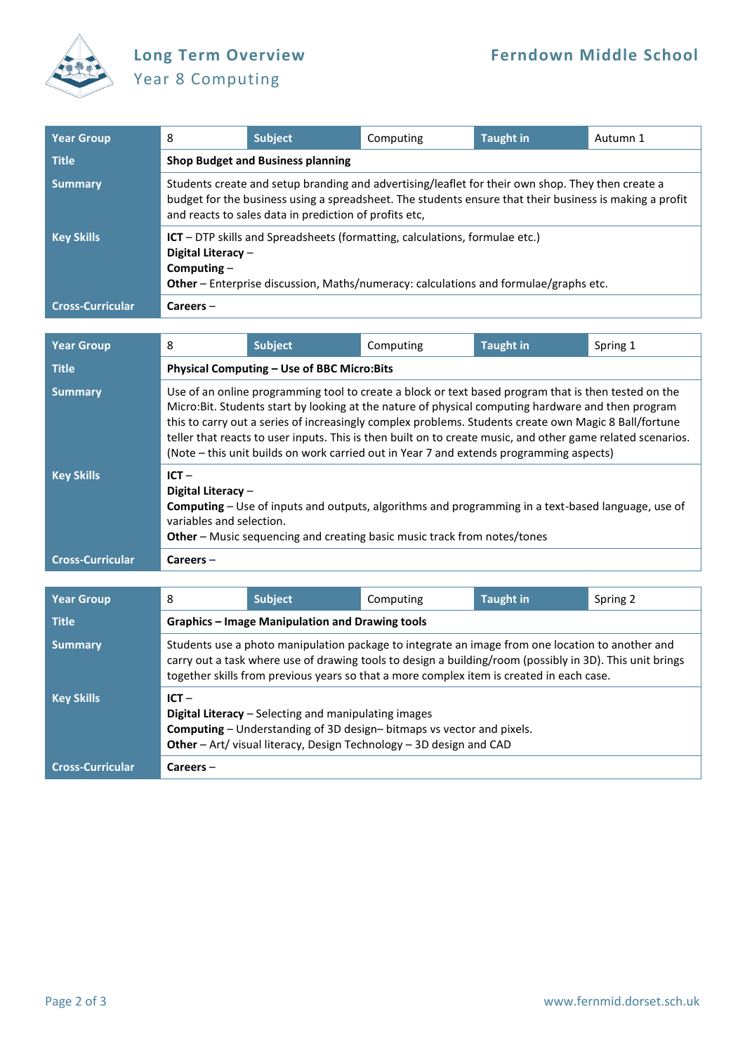# Long Term Overview

## Year 8 Computing

| Year Group | 8 | Subject | Computing | Taught in | Autumn 1 |
|---|---|---|---|---|---|
| Title | **Shop Budget and Business planning** | | | | |
| Summary | Students create and setup branding and advertising/leaflet for their own shop. They then create a budget for the business using a spreadsheet. The students ensure that their business is making a profit and reacts to sales data in prediction of profits etc, | | | | |
| Key Skills | **ICT** – DTP skills and Spreadsheets (formatting, calculations, formulae etc.)<br>**Digital Literacy** –<br>**Computing** –<br>**Other** – Enterprise discussion, Maths/numeracy: calculations and formulae/graphs etc. | | | | |
| Cross-Curricular | **Careers** – | | | | |

| Year Group | 8 | Subject | Computing | Taught in | Spring 1 |
|---|---|---|---|---|---|
| Title | **Physical Computing – Use of BBC Micro:Bits** | | | | |
| Summary | Use of an online programming tool to create a block or text based program that is then tested on the Micro:Bit. Students start by looking at the nature of physical computing hardware and then program this to carry out a series of increasingly complex problems. Students create own Magic 8 Ball/fortune teller that reacts to user inputs. This is then built on to create music, and other game related scenarios. (Note – this unit builds on work carried out in Year 7 and extends programming aspects) | | | | |
| Key Skills | **ICT** –<br>**Digital Literacy** –<br>**Computing** – Use of inputs and outputs, algorithms and programming in a text-based language, use of variables and selection.<br>**Other** – Music sequencing and creating basic music track from notes/tones | | | | |
| Cross-Curricular | **Careers** – | | | | |

| Year Group | 8 | Subject | Computing | Taught in | Spring 2 |
|---|---|---|---|---|---|
| Title | **Graphics – Image Manipulation and Drawing tools** | | | | |
| Summary | Students use a photo manipulation package to integrate an image from one location to another and carry out a task where use of drawing tools to design a building/room (possibly in 3D). This unit brings together skills from previous years so that a more complex item is created in each case. | | | | |
| Key Skills | **ICT** –<br>**Digital Literacy** – Selecting and manipulating images<br>**Computing** – Understanding of 3D design– bitmaps vs vector and pixels.<br>**Other** – Art/ visual literacy, Design Technology – 3D design and CAD | | | | |
| Cross-Curricular | **Careers** – | | | | |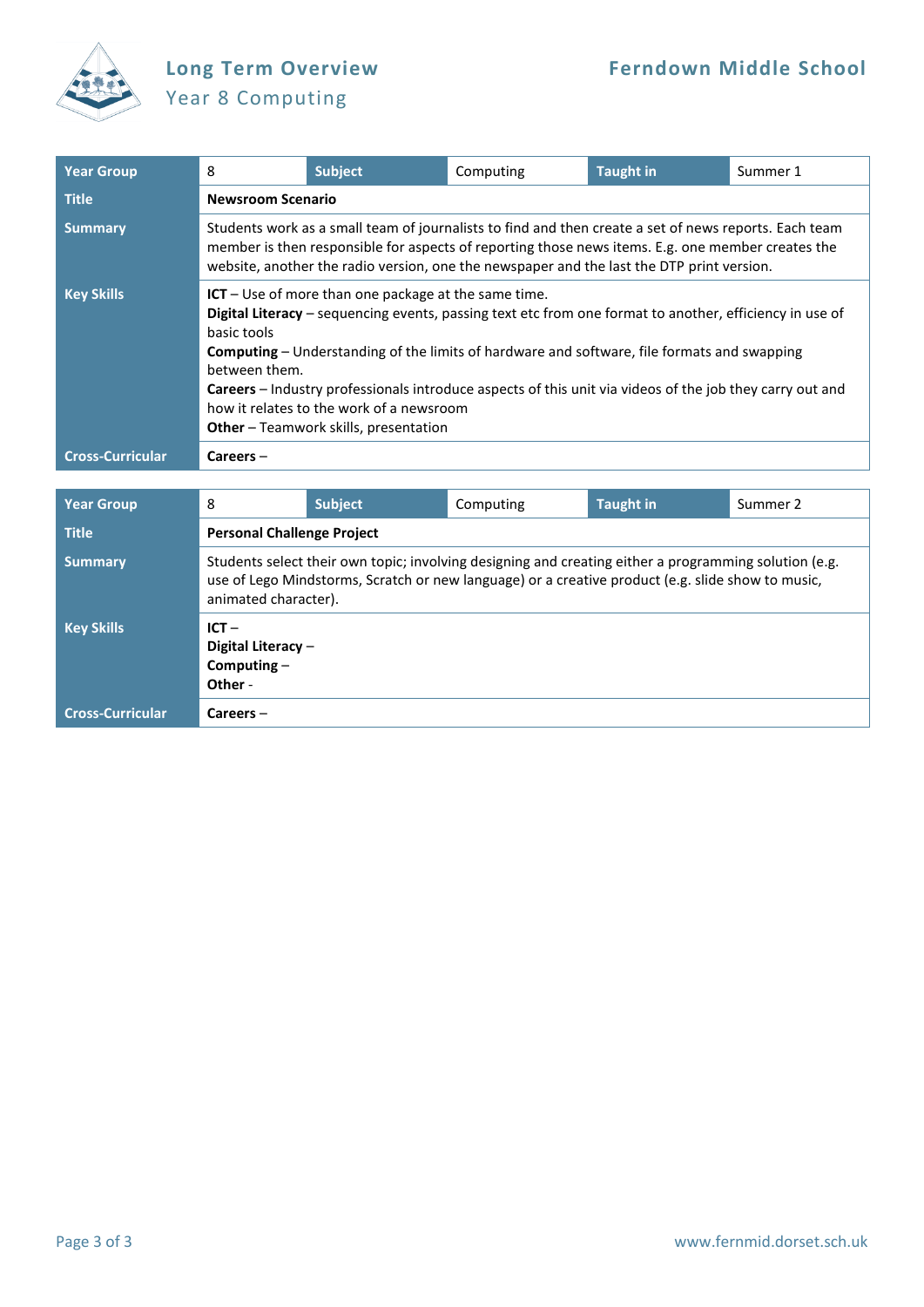# Long Term Overview

## Year 8 Computing

**Ferndown Middle School**

| | | | | | |
|---|---|---|---|---|---|
| **Year Group** | 8 | **Subject** | Computing | **Taught in** | Summer 1 |
| **Title** | **Newsroom Scenario** | | | | |
| **Summary** | Students work as a small team of journalists to find and then create a set of news reports. Each team member is then responsible for aspects of reporting those news items. E.g. one member creates the website, another the radio version, one the newspaper and the last the DTP print version. | | | | |
| **Key Skills** | **ICT** – Use of more than one package at the same time.<br>**Digital Literacy** – sequencing events, passing text etc from one format to another, efficiency in use of basic tools<br>**Computing** – Understanding of the limits of hardware and software, file formats and swapping between them.<br>**Careers** – Industry professionals introduce aspects of this unit via videos of the job they carry out and how it relates to the work of a newsroom<br>**Other** – Teamwork skills, presentation | | | | |
| **Cross-Curricular** | **Careers** – | | | | |

| | | | | | |
|---|---|---|---|---|---|
| **Year Group** | 8 | **Subject** | Computing | **Taught in** | Summer 2 |
| **Title** | **Personal Challenge Project** | | | | |
| **Summary** | Students select their own topic; involving designing and creating either a programming solution (e.g. use of Lego Mindstorms, Scratch or new language) or a creative product (e.g. slide show to music, animated character). | | | | |
| **Key Skills** | **ICT** –<br>**Digital Literacy** –<br>**Computing** –<br>**Other** - | | | | |
| **Cross-Curricular** | **Careers** – | | | | |

www.fernmid.dorset.sch.uk